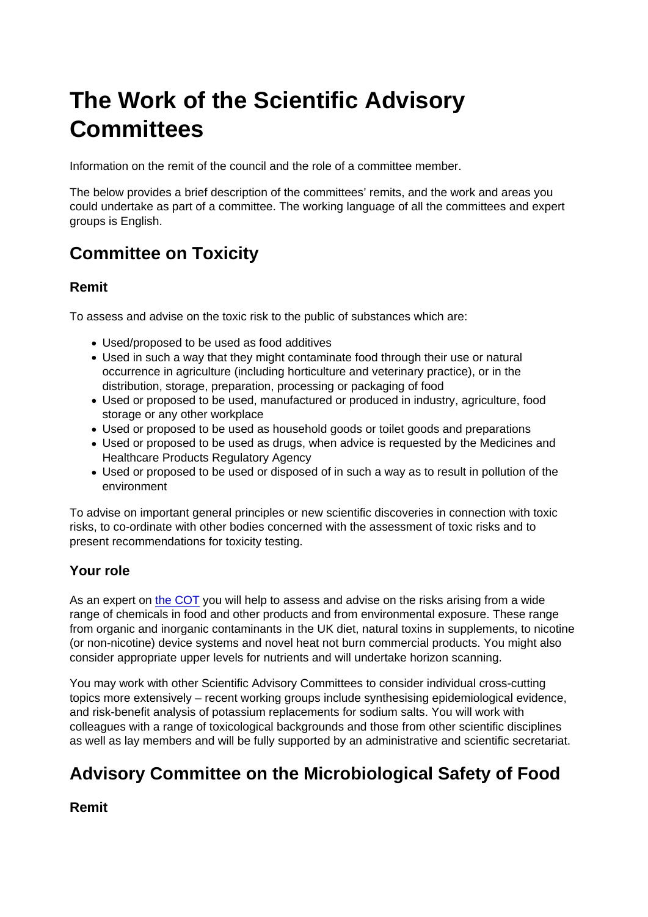# The Work of the Scientific Advisory Committees

Information on the remit of the council and the role of a committee member.

The below provides a brief description of the committees' remits, and the work and areas you could undertake as part of a committee. The working language of all the committees and expert groups is English.

## Committee on Toxicity

### Remit

To assess and advise on the toxic risk to the public of substances which are:

- Used/proposed to be used as food additives
- Used in such a way that they might contaminate food through their use or natural occurrence in agriculture (including horticulture and veterinary practice), or in the distribution, storage, preparation, processing or packaging of food
- Used or proposed to be used, manufactured or produced in industry, agriculture, food storage or any other workplace
- Used or proposed to be used as household goods or toilet goods and preparations
- Used or proposed to be used as drugs, when advice is requested by the Medicines and Healthcare Products Regulatory Agency
- Used or proposed to be used or disposed of in such a way as to result in pollution of the environment

To advise on important general principles or new scientific discoveries in connection with toxic risks, to co-ordinate with other bodies concerned with the assessment of toxic risks and to present recommendations for toxicity testing.

### Your role

As an expert on the COT you will help to assess and advise on the risks arising from a wide range of chemicals in food and other products and from environmental exposure. These range from organic and inorganic contaminants in the UK diet, natural toxins in supplements, to nicotine (or non-nicotine) device systems and novel heat not burn commercial products. You might also consider appropriate upper levels for nutrients and will undertake horizon scanning.

You may work with other Scientific Advisory Committees to consider individual cross-cutting topics more extensively – recent working groups include synthesising epidemiological evidence, and risk-benefit analysis of potassium replacements for sodium salts. You will work with colleagues with a range of toxicological backgrounds and those from other scientific disciplines as well as lay members and will be fully supported by an administrative and scientific secretariat.

## Advisory Committee on the Microbiological Safety of Food

### Remit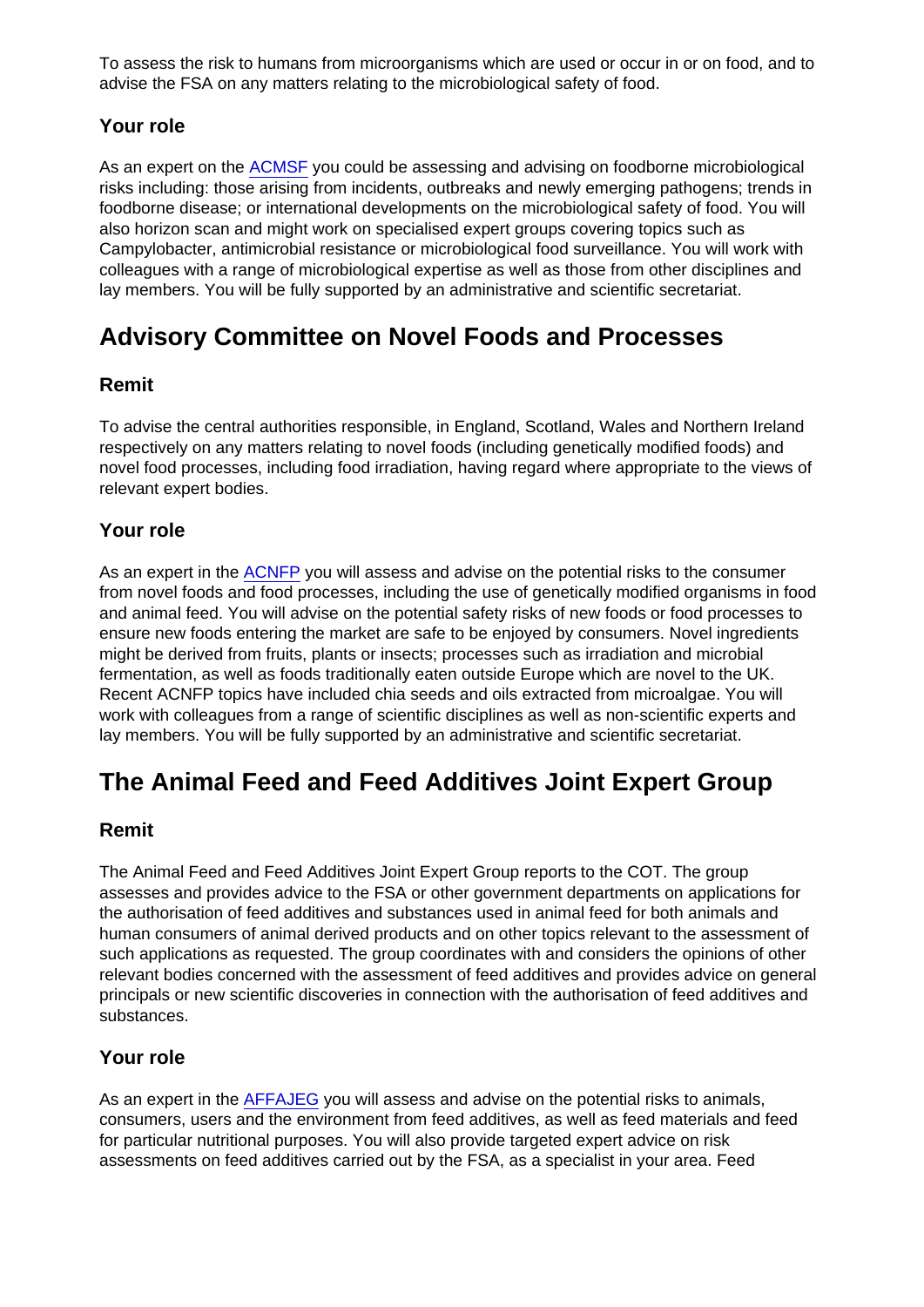To assess the risk to humans from microorganisms which are used or occur in or on food, and to advise the FSA on any matters relating to the microbiological safety of food.

### Your role

As an expert on the ACMSF you could be assessing and advising on foodborne microbiological risks including: those arising from incidents, outbreaks and newly emerging pathogens; trends in foodborne disease; or international developments on the microbiological safety of food. You will also horizon scan and might work on specialised expert groups covering topics such as Campylobacter, antimicrobial resistance or microbiological food surveillance. You will work with colleagues with a range of microbiological expertise as well as those from other disciplines and lay members. You will be fully supported by an administrative and scientific secretariat.

## Advisory Committee on Novel Foods and Processes

### Remit

To advise the central authorities responsible, in England, Scotland, Wales and Northern Ireland respectively on any matters relating to novel foods (including genetically modified foods) and novel food processes, including food irradiation, having regard where appropriate to the views of relevant expert bodies.

### Your role

As an expert in the ACNFP you will assess and advise on the potential risks to the consumer from novel foods and food processes, including the use of genetically modified organisms in food and animal feed. You will advise on the potential safety risks of new foods or food processes to ensure new foods entering the market are safe to be enjoyed by consumers. Novel ingredients might be derived from fruits, plants or insects; processes such as irradiation and microbial fermentation, as well as foods traditionally eaten outside Europe which are novel to the UK. Recent ACNFP topics have included chia seeds and oils extracted from microalgae. You will work with colleagues from a range of scientific disciplines as well as non-scientific experts and lay members. You will be fully supported by an administrative and scientific secretariat.

## The Animal Feed and Feed Additives Joint Expert Group

### Remit

The Animal Feed and Feed Additives Joint Expert Group reports to the COT. The group assesses and provides advice to the FSA or other government departments on applications for the authorisation of feed additives and substances used in animal feed for both animals and human consumers of animal derived products and on other topics relevant to the assessment of such applications as requested. The group coordinates with and considers the opinions of other relevant bodies concerned with the assessment of feed additives and provides advice on general principals or new scientific discoveries in connection with the authorisation of feed additives and substances.

### Your role

As an expert in the AFFAJEG you will assess and advise on the potential risks to animals, consumers, users and the environment from feed additives, as well as feed materials and feed for particular nutritional purposes. You will also provide targeted expert advice on risk assessments on feed additives carried out by the FSA, as a specialist in your area. Feed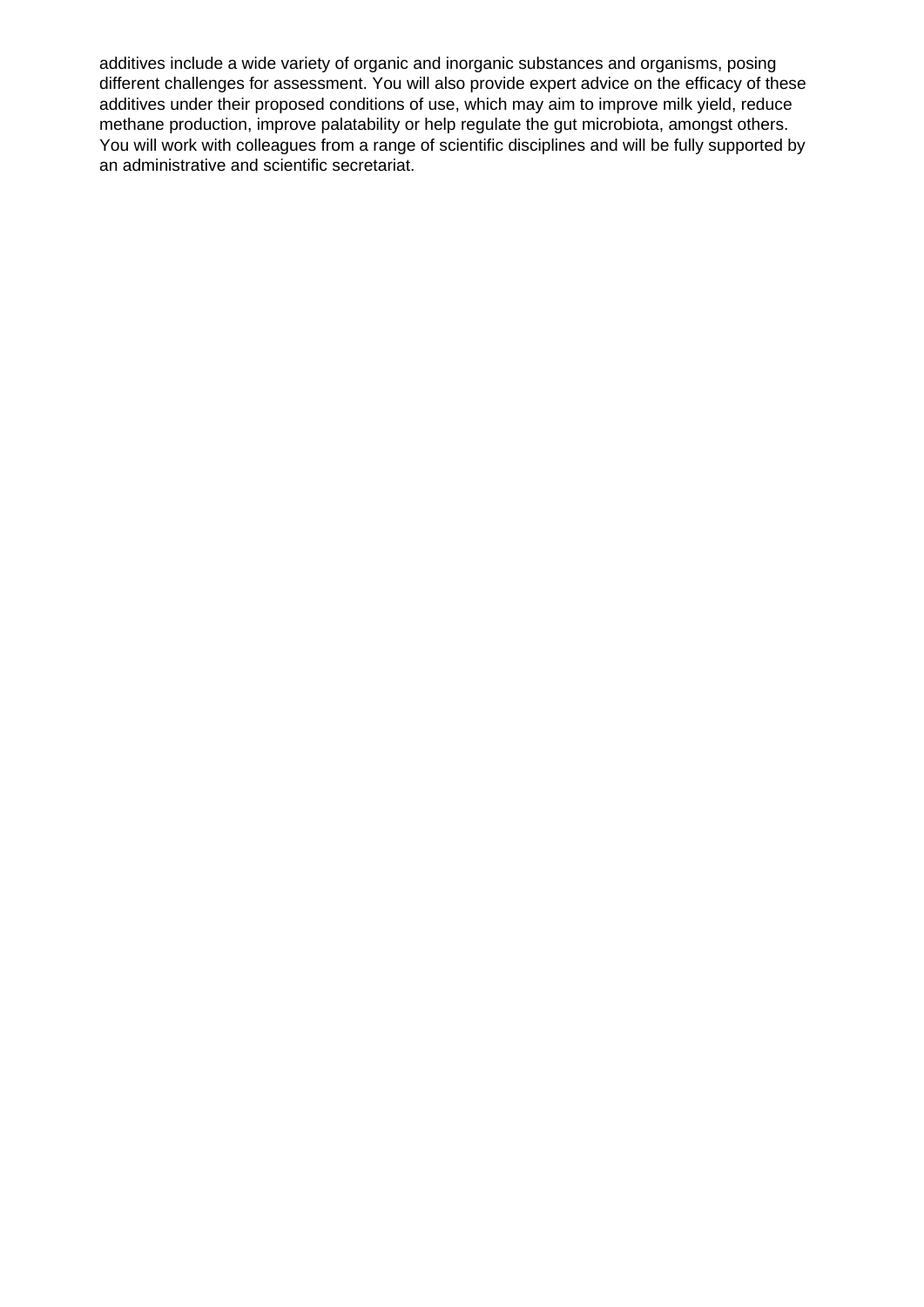additives include a wide variety of organic and inorganic substances and organisms, posing different challenges for assessment. You will also provide expert advice on the efficacy of these additives under their proposed conditions of use, which may aim to improve milk yield, reduce methane production, improve palatability or help regulate the gut microbiota, amongst others. You will work with colleagues from a range of scientific disciplines and will be fully supported by an administrative and scientific secretariat.